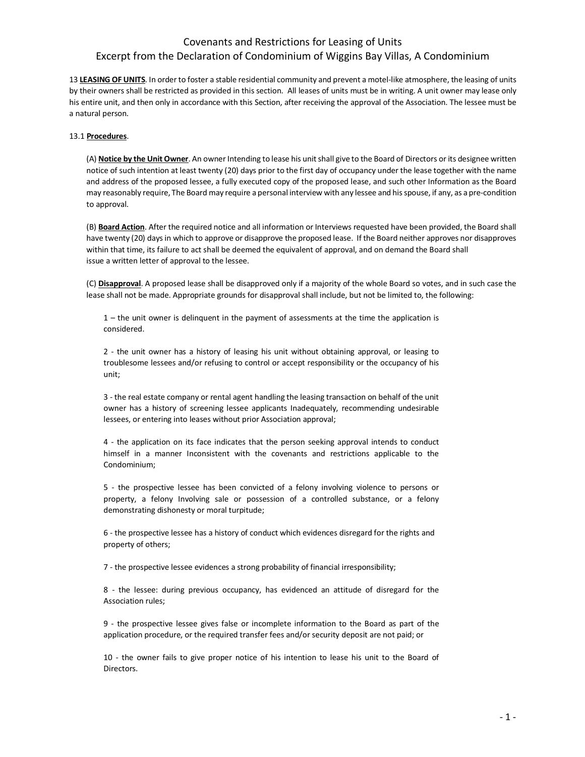# Covenants and Restrictions for Leasing of Units
## Excerpt from the Declaration of Condominium of Wiggins Bay Villas, A Condominium

13 **LEASING OF UNITS**. In order to foster a stable residential community and prevent a motel-like atmosphere, the leasing of units by their owners shall be restricted as provided in this section. All leases of units must be in writing. A unit owner may lease only his entire unit, and then only in accordance with this Section, after receiving the approval of the Association. The lessee must be a natural person.

13.1 **Procedures**.

(A) **Notice by the Unit Owner**. An owner Intending to lease his unit shall give to the Board of Directors or its designee written notice of such intention at least twenty (20) days prior to the first day of occupancy under the lease together with the name and address of the proposed lessee, a fully executed copy of the proposed lease, and such other Information as the Board may reasonably require, The Board may require a personal interview with any lessee and his spouse, if any, as a pre-condition to approval.

(B) **Board Action**. After the required notice and all information or Interviews requested have been provided, the Board shall have twenty (20) days in which to approve or disapprove the proposed lease. If the Board neither approves nor disapproves within that time, its failure to act shall be deemed the equivalent of approval, and on demand the Board shall issue a written letter of approval to the lessee.

(C) **Disapproval**. A proposed lease shall be disapproved only if a majority of the whole Board so votes, and in such case the lease shall not be made. Appropriate grounds for disapproval shall include, but not be limited to, the following:

1 – the unit owner is delinquent in the payment of assessments at the time the application is considered.

2 - the unit owner has a history of leasing his unit without obtaining approval, or leasing to troublesome lessees and/or refusing to control or accept responsibility or the occupancy of his unit;

3 - the real estate company or rental agent handling the leasing transaction on behalf of the unit owner has a history of screening lessee applicants Inadequately, recommending undesirable lessees, or entering into leases without prior Association approval;

4 - the application on its face indicates that the person seeking approval intends to conduct himself in a manner Inconsistent with the covenants and restrictions applicable to the Condominium;

5 - the prospective lessee has been convicted of a felony involving violence to persons or property, a felony Involving sale or possession of a controlled substance, or a felony demonstrating dishonesty or moral turpitude;

6 - the prospective lessee has a history of conduct which evidences disregard for the rights and property of others;

7 - the prospective lessee evidences a strong probability of financial irresponsibility;

8 - the lessee: during previous occupancy, has evidenced an attitude of disregard for the Association rules;

9 - the prospective lessee gives false or incomplete information to the Board as part of the application procedure, or the required transfer fees and/or security deposit are not paid; or

10 - the owner fails to give proper notice of his intention to lease his unit to the Board of Directors.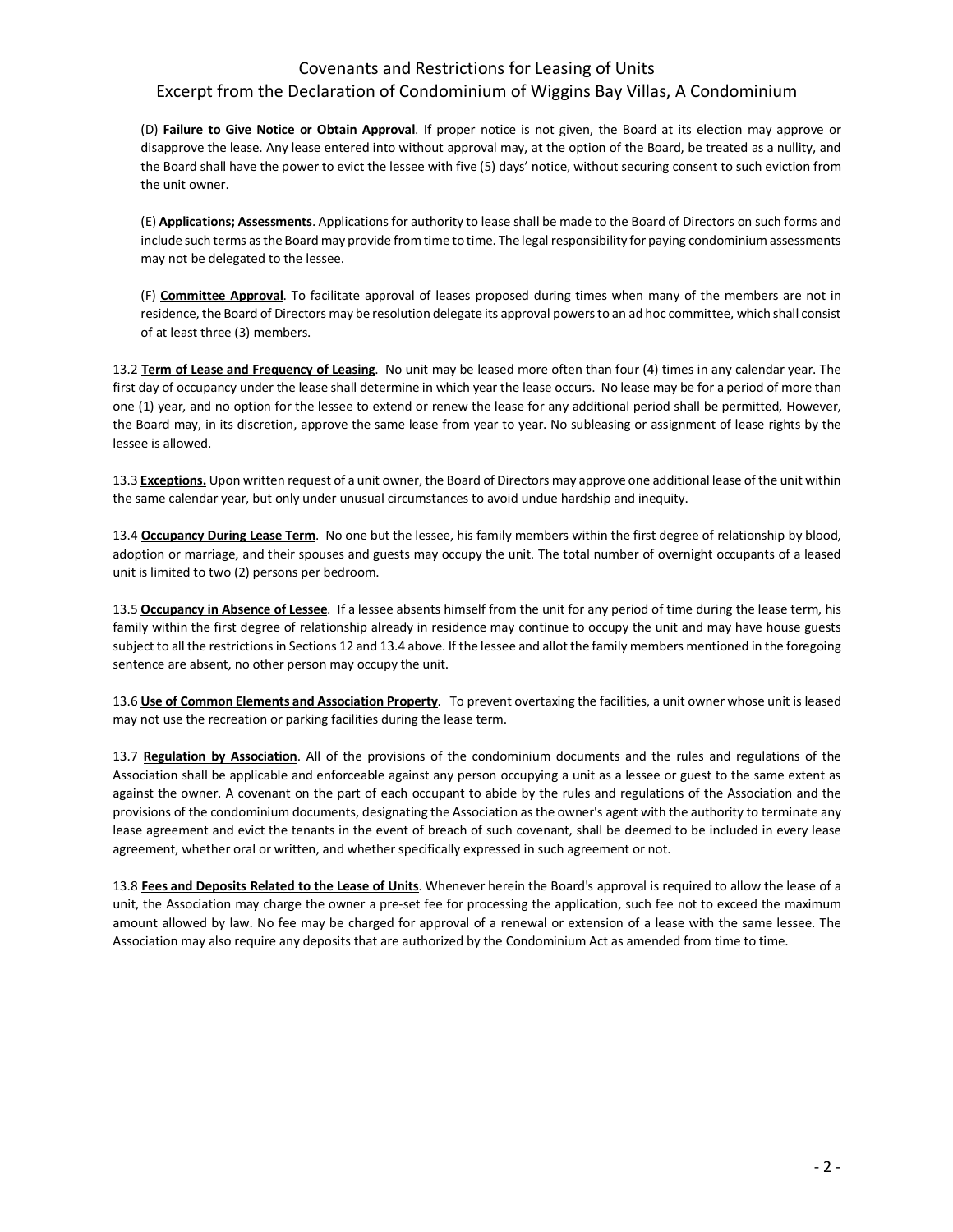(D) **Failure to Give Notice or Obtain Approval**. If proper notice is not given, the Board at its election may approve or disapprove the lease. Any lease entered into without approval may, at the option of the Board, be treated as a nullity, and the Board shall have the power to evict the lessee with five (5) days' notice, without securing consent to such eviction from the unit owner.

(E) **Applications; Assessments**. Applications for authority to lease shall be made to the Board of Directors on such forms and include such terms as the Board may provide from time to time. The legal responsibility for paying condominium assessments may not be delegated to the lessee.

(F) **Committee Approval**. To facilitate approval of leases proposed during times when many of the members are not in residence, the Board of Directors may be resolution delegate its approval powers to an ad hoc committee, which shall consist of at least three (3) members.

13.2 **Term of Lease and Frequency of Leasing**. No unit may be leased more often than four (4) times in any calendar year. The first day of occupancy under the lease shall determine in which year the lease occurs. No lease may be for a period of more than one (1) year, and no option for the lessee to extend or renew the lease for any additional period shall be permitted, However, the Board may, in its discretion, approve the same lease from year to year. No subleasing or assignment of lease rights by the lessee is allowed.

13.3 **Exceptions.** Upon written request of a unit owner, the Board of Directors may approve one additional lease of the unit within the same calendar year, but only under unusual circumstances to avoid undue hardship and inequity.

13.4 **Occupancy During Lease Term**. No one but the lessee, his family members within the first degree of relationship by blood, adoption or marriage, and their spouses and guests may occupy the unit. The total number of overnight occupants of a leased unit is limited to two (2) persons per bedroom.

13.5 **Occupancy in Absence of Lessee**. If a lessee absents himself from the unit for any period of time during the lease term, his family within the first degree of relationship already in residence may continue to occupy the unit and may have house guests subject to all the restrictions in Sections 12 and 13.4 above. If the lessee and allot the family members mentioned in the foregoing sentence are absent, no other person may occupy the unit.

13.6 **Use of Common Elements and Association Property**. To prevent overtaxing the facilities, a unit owner whose unit is leased may not use the recreation or parking facilities during the lease term.

13.7 **Regulation by Association**. All of the provisions of the condominium documents and the rules and regulations of the Association shall be applicable and enforceable against any person occupying a unit as a lessee or guest to the same extent as against the owner. A covenant on the part of each occupant to abide by the rules and regulations of the Association and the provisions of the condominium documents, designating the Association as the owner's agent with the authority to terminate any lease agreement and evict the tenants in the event of breach of such covenant, shall be deemed to be included in every lease agreement, whether oral or written, and whether specifically expressed in such agreement or not.

13.8 **Fees and Deposits Related to the Lease of Units**. Whenever herein the Board's approval is required to allow the lease of a unit, the Association may charge the owner a pre-set fee for processing the application, such fee not to exceed the maximum amount allowed by law. No fee may be charged for approval of a renewal or extension of a lease with the same lessee. The Association may also require any deposits that are authorized by the Condominium Act as amended from time to time.